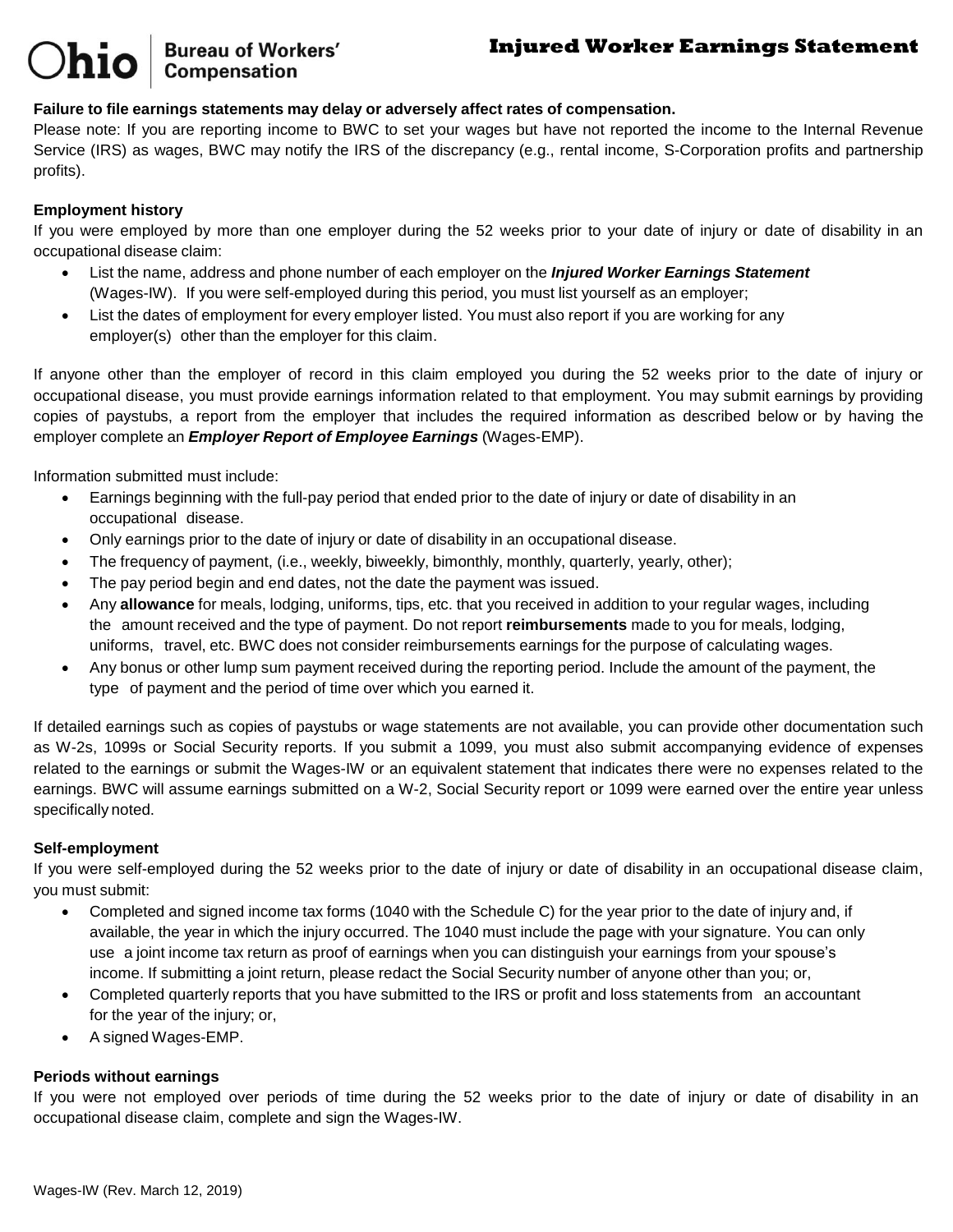Ohio | Bureau of Workers' Compensation

# Injured Worker Earnings Statement

**Failure to file earnings statements may delay or adversely affect rates of compensation.**

Please note: If you are reporting income to BWC to set your wages but have not reported the income to the Internal Revenue Service (IRS) as wages, BWC may notify the IRS of the discrepancy (e.g., rental income, S-Corporation profits and partnership profits).

**Employment history**

If you were employed by more than one employer during the 52 weeks prior to your date of injury or date of disability in an occupational disease claim:

- List the name, address and phone number of each employer on the ***Injured Worker Earnings Statement*** (Wages-IW). If you were self-employed during this period, you must list yourself as an employer;
- List the dates of employment for every employer listed. You must also report if you are working for any employer(s) other than the employer for this claim.

If anyone other than the employer of record in this claim employed you during the 52 weeks prior to the date of injury or occupational disease, you must provide earnings information related to that employment. You may submit earnings by providing copies of paystubs, a report from the employer that includes the required information as described below or by having the employer complete an ***Employer Report of Employee Earnings*** (Wages-EMP).

Information submitted must include:

- Earnings beginning with the full-pay period that ended prior to the date of injury or date of disability in an occupational disease.
- Only earnings prior to the date of injury or date of disability in an occupational disease.
- The frequency of payment, (i.e., weekly, biweekly, bimonthly, monthly, quarterly, yearly, other);
- The pay period begin and end dates, not the date the payment was issued.
- Any **allowance** for meals, lodging, uniforms, tips, etc. that you received in addition to your regular wages, including the amount received and the type of payment. Do not report **reimbursements** made to you for meals, lodging, uniforms, travel, etc. BWC does not consider reimbursements earnings for the purpose of calculating wages.
- Any bonus or other lump sum payment received during the reporting period. Include the amount of the payment, the type of payment and the period of time over which you earned it.

If detailed earnings such as copies of paystubs or wage statements are not available, you can provide other documentation such as W-2s, 1099s or Social Security reports. If you submit a 1099, you must also submit accompanying evidence of expenses related to the earnings or submit the Wages-IW or an equivalent statement that indicates there were no expenses related to the earnings. BWC will assume earnings submitted on a W-2, Social Security report or 1099 were earned over the entire year unless specifically noted.

**Self-employment**

If you were self-employed during the 52 weeks prior to the date of injury or date of disability in an occupational disease claim, you must submit:

- Completed and signed income tax forms (1040 with the Schedule C) for the year prior to the date of injury and, if available, the year in which the injury occurred. The 1040 must include the page with your signature. You can only use a joint income tax return as proof of earnings when you can distinguish your earnings from your spouse's income. If submitting a joint return, please redact the Social Security number of anyone other than you; or,
- Completed quarterly reports that you have submitted to the IRS or profit and loss statements from an accountant for the year of the injury; or,
- A signed Wages-EMP.

**Periods without earnings**

If you were not employed over periods of time during the 52 weeks prior to the date of injury or date of disability in an occupational disease claim, complete and sign the Wages-IW.

Wages-IW (Rev. March 12, 2019)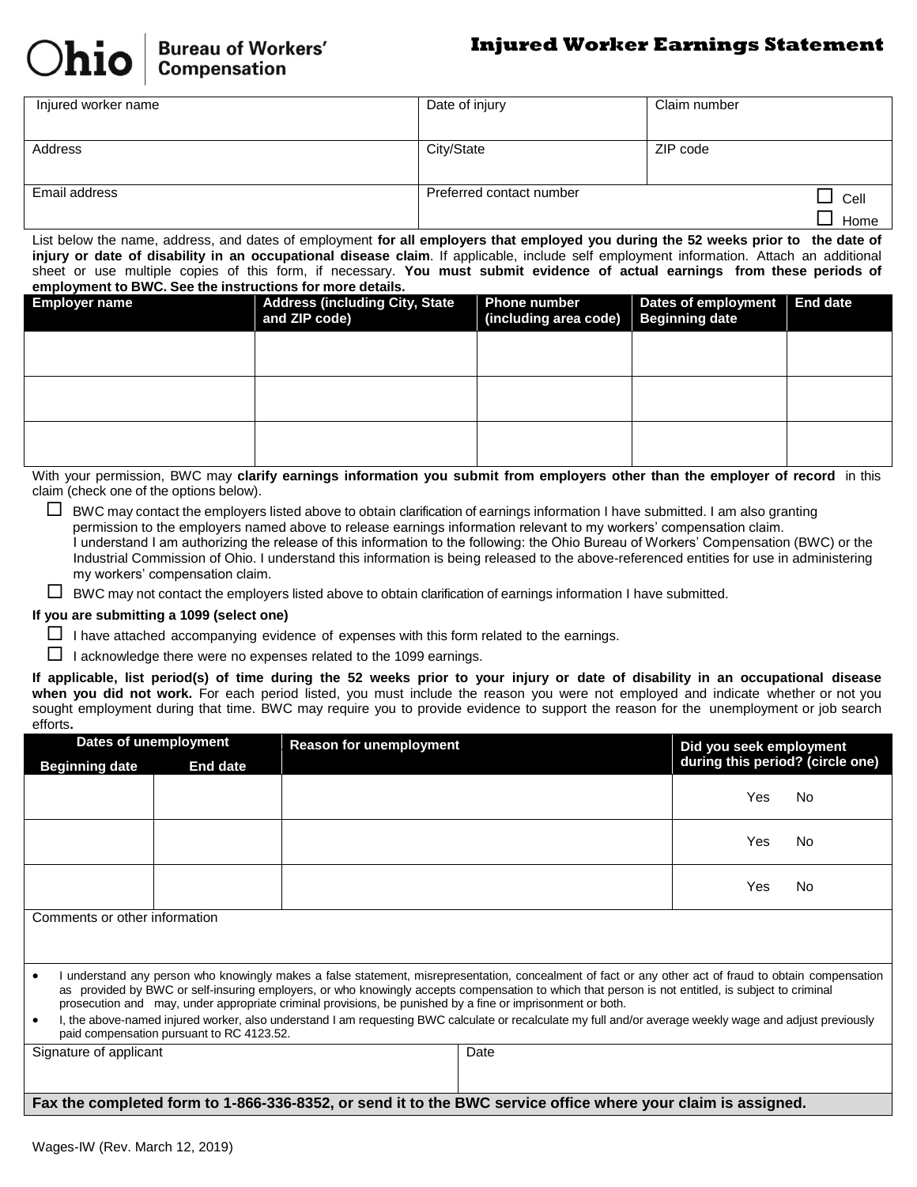**Ohio** | **Bureau of Workers' Compensation**

# Injured Worker Earnings Statement

| Injured worker name | Date of injury | Claim number |
|---|---|---|
| Address | City/State | ZIP code |
| Email address | Preferred contact number | ☐ Cell ☐ Home |

List below the name, address, and dates of employment **for all employers that employed you during the 52 weeks prior to the date of injury or date of disability in an occupational disease claim**. If applicable, include self employment information. Attach an additional sheet or use multiple copies of this form, if necessary. **You must submit evidence of actual earnings from these periods of employment to BWC. See the instructions for more details.**

| Employer name | Address (including City, State and ZIP code) | Phone number (including area code) | Dates of employment Beginning date | End date |
|---|---|---|---|---|
| | | | | |
| | | | | |
| | | | | |

With your permission, BWC may **clarify earnings information you submit from employers other than the employer of record** in this claim (check one of the options below).

☐ BWC may contact the employers listed above to obtain clarification of earnings information I have submitted. I am also granting permission to the employers named above to release earnings information relevant to my workers' compensation claim. I understand I am authorizing the release of this information to the following: the Ohio Bureau of Workers' Compensation (BWC) or the Industrial Commission of Ohio. I understand this information is being released to the above-referenced entities for use in administering my workers' compensation claim.

☐ BWC may not contact the employers listed above to obtain clarification of earnings information I have submitted.

**If you are submitting a 1099 (select one)**

☐ I have attached accompanying evidence of expenses with this form related to the earnings.

☐ I acknowledge there were no expenses related to the 1099 earnings.

**If applicable, list period(s) of time during the 52 weeks prior to your injury or date of disability in an occupational disease when you did not work.** For each period listed, you must include the reason you were not employed and indicate whether or not you sought employment during that time. BWC may require you to provide evidence to support the reason for the unemployment or job search efforts**.**

| Dates of unemployment | | Reason for unemployment | Did you seek employment during this period? (circle one) |
|---|---|---|---|
| Beginning date | End date | | |
| | | | Yes No |
| | | | Yes No |
| | | | Yes No |

Comments or other information

- I understand any person who knowingly makes a false statement, misrepresentation, concealment of fact or any other act of fraud to obtain compensation as provided by BWC or self-insuring employers, or who knowingly accepts compensation to which that person is not entitled, is subject to criminal prosecution and may, under appropriate criminal provisions, be punished by a fine or imprisonment or both.
- I, the above-named injured worker, also understand I am requesting BWC calculate or recalculate my full and/or average weekly wage and adjust previously paid compensation pursuant to RC 4123.52.

| Signature of applicant | Date |
|---|---|
| | |

**Fax the completed form to 1-866-336-8352, or send it to the BWC service office where your claim is assigned.**

Wages-IW (Rev. March 12, 2019)